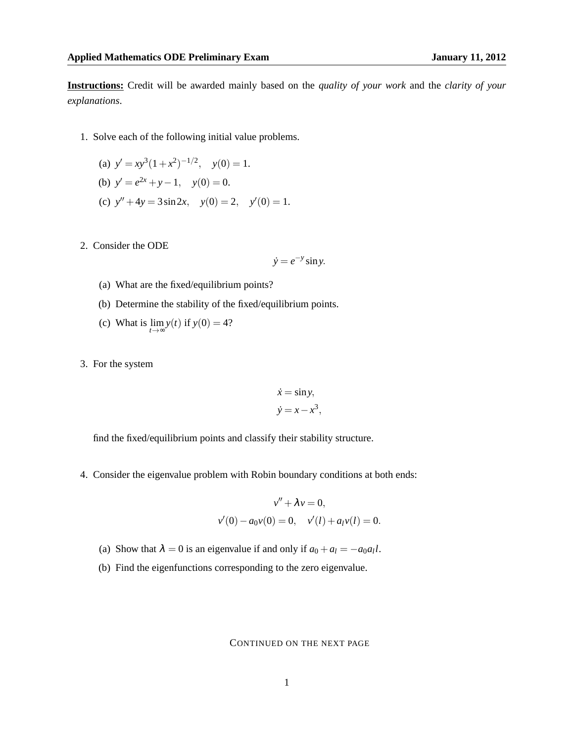**Applied Mathematics ODE Preliminary Exam** **January 11, 2012**

**Instructions:** Credit will be awarded mainly based on the *quality of your work* and the *clarity of your explanations*.

1. Solve each of the following initial value problems.

   (a) $y' = xy^3(1+x^2)^{-1/2}, \quad y(0) = 1.$

   (b) $y' = e^{2x} + y - 1, \quad y(0) = 0.$

   (c) $y'' + 4y = 3\sin 2x, \quad y(0) = 2, \quad y'(0) = 1.$

2. Consider the ODE

$$\dot{y} = e^{-y}\sin y.$$

   (a) What are the fixed/equilibrium points?

   (b) Determine the stability of the fixed/equilibrium points.

   (c) What is $\lim_{t\to\infty} y(t)$ if $y(0) = 4$?

3. For the system

$$\dot{x} = \sin y,$$
$$\dot{y} = x - x^3,$$

   find the fixed/equilibrium points and classify their stability structure.

4. Consider the eigenvalue problem with Robin boundary conditions at both ends:

$$v'' + \lambda v = 0,$$
$$v'(0) - a_0 v(0) = 0, \quad v'(l) + a_l v(l) = 0.$$

   (a) Show that $\lambda = 0$ is an eigenvalue if and only if $a_0 + a_l = -a_0 a_l l$.

   (b) Find the eigenfunctions corresponding to the zero eigenvalue.

CONTINUED ON THE NEXT PAGE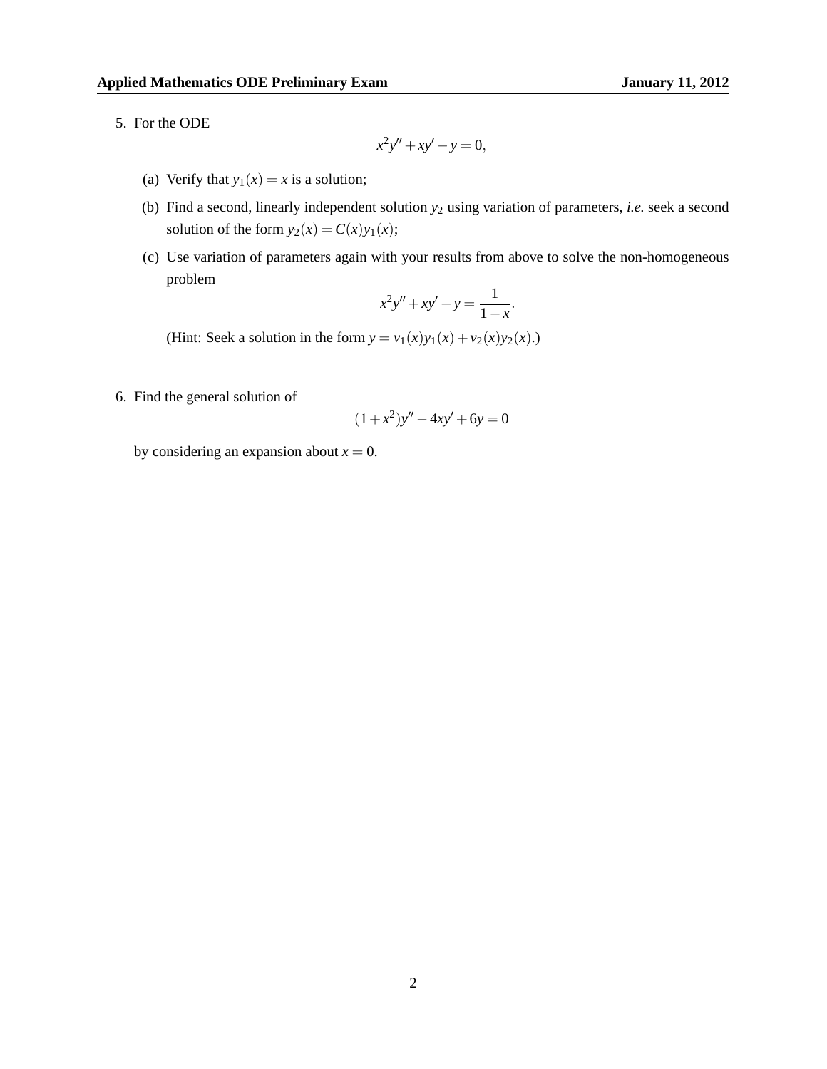5. For the ODE

$$x^2 y'' + xy' - y = 0,$$

   (a) Verify that $y_1(x) = x$ is a solution;

   (b) Find a second, linearly independent solution $y_2$ using variation of parameters, *i.e.* seek a second solution of the form $y_2(x) = C(x)y_1(x)$;

   (c) Use variation of parameters again with your results from above to solve the non-homogeneous problem

$$x^2 y'' + xy' - y = \frac{1}{1-x}.$$

   (Hint: Seek a solution in the form $y = v_1(x)y_1(x) + v_2(x)y_2(x)$.)

6. Find the general solution of

$$(1+x^2)y'' - 4xy' + 6y = 0$$

   by considering an expansion about $x = 0$.